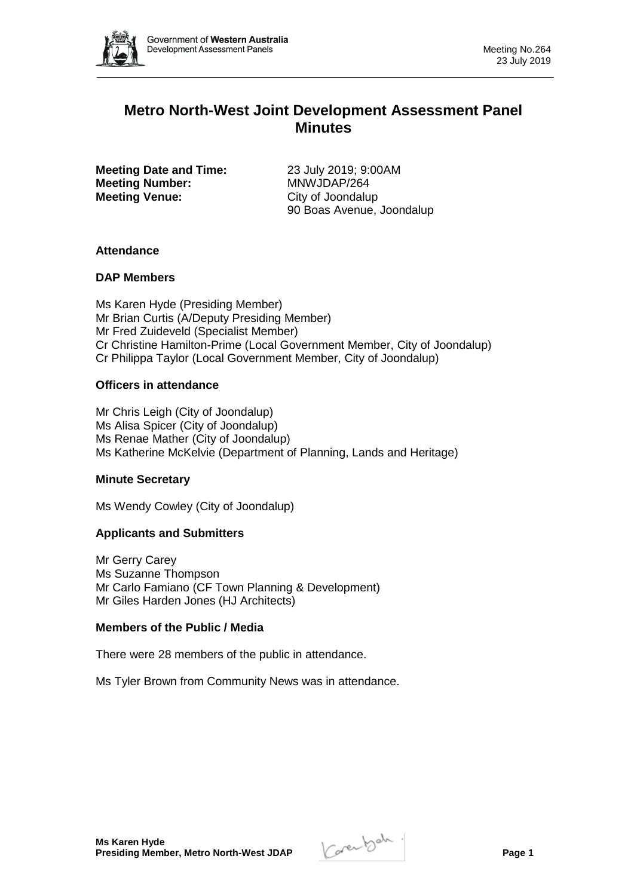# Metro North-West Joint Development Assessment Panel Minutes

**Meeting Date and Time:** 23 July 2019; 9:00AM
**Meeting Number:** MNWJDAP/264
**Meeting Venue:** City of Joondalup
90 Boas Avenue, Joondalup

### Attendance

### DAP Members

Ms Karen Hyde (Presiding Member)
Mr Brian Curtis (A/Deputy Presiding Member)
Mr Fred Zuideveld (Specialist Member)
Cr Christine Hamilton-Prime (Local Government Member, City of Joondalup)
Cr Philippa Taylor (Local Government Member, City of Joondalup)

### Officers in attendance

Mr Chris Leigh (City of Joondalup)
Ms Alisa Spicer (City of Joondalup)
Ms Renae Mather (City of Joondalup)
Ms Katherine McKelvie (Department of Planning, Lands and Heritage)

### Minute Secretary

Ms Wendy Cowley (City of Joondalup)

### Applicants and Submitters

Mr Gerry Carey
Ms Suzanne Thompson
Mr Carlo Famiano (CF Town Planning & Development)
Mr Giles Harden Jones (HJ Architects)

### Members of the Public / Media

There were 28 members of the public in attendance.

Ms Tyler Brown from Community News was in attendance.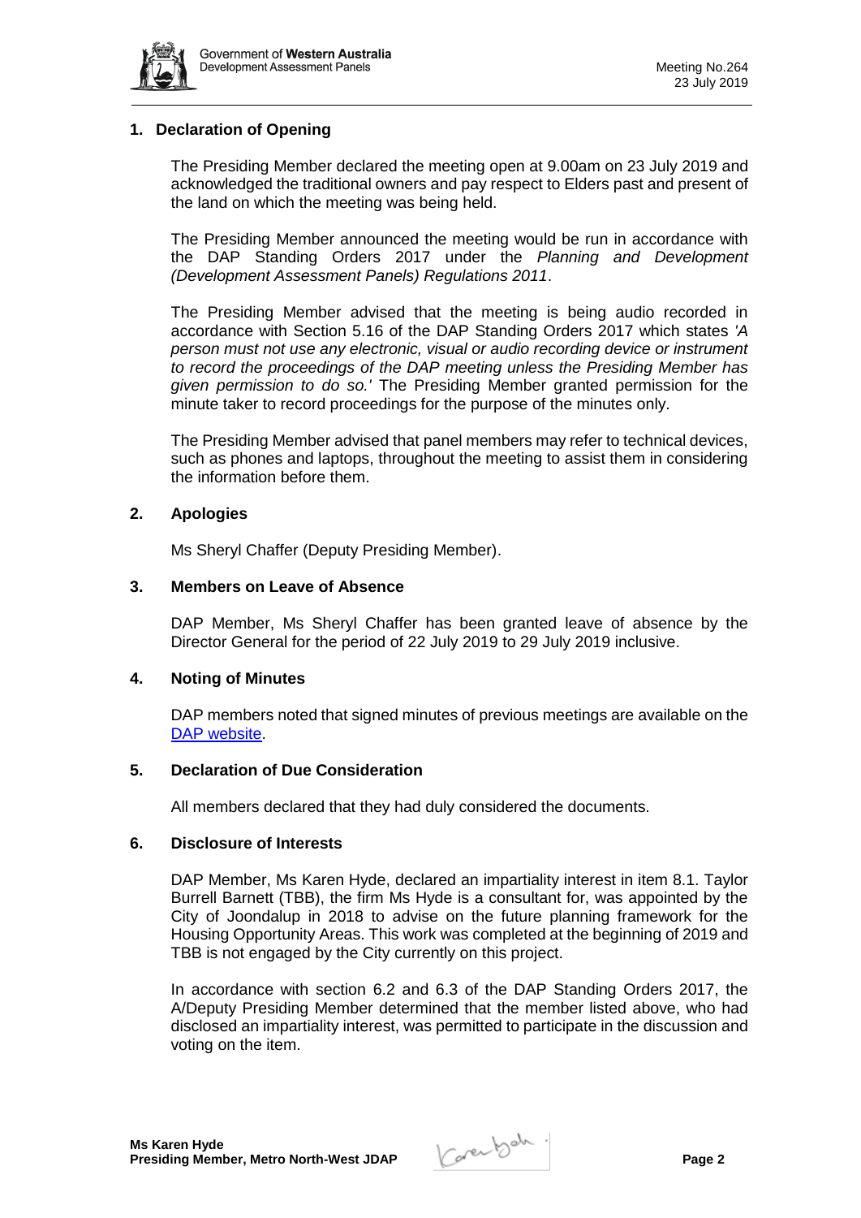## 1. Declaration of Opening

The Presiding Member declared the meeting open at 9.00am on 23 July 2019 and acknowledged the traditional owners and pay respect to Elders past and present of the land on which the meeting was being held.

The Presiding Member announced the meeting would be run in accordance with the DAP Standing Orders 2017 under the *Planning and Development (Development Assessment Panels) Regulations 2011*.

The Presiding Member advised that the meeting is being audio recorded in accordance with Section 5.16 of the DAP Standing Orders 2017 which states *'A person must not use any electronic, visual or audio recording device or instrument to record the proceedings of the DAP meeting unless the Presiding Member has given permission to do so.'* The Presiding Member granted permission for the minute taker to record proceedings for the purpose of the minutes only.

The Presiding Member advised that panel members may refer to technical devices, such as phones and laptops, throughout the meeting to assist them in considering the information before them.

## 2. Apologies

Ms Sheryl Chaffer (Deputy Presiding Member).

## 3. Members on Leave of Absence

DAP Member, Ms Sheryl Chaffer has been granted leave of absence by the Director General for the period of 22 July 2019 to 29 July 2019 inclusive.

## 4. Noting of Minutes

DAP members noted that signed minutes of previous meetings are available on the DAP website.

## 5. Declaration of Due Consideration

All members declared that they had duly considered the documents.

## 6. Disclosure of Interests

DAP Member, Ms Karen Hyde, declared an impartiality interest in item 8.1. Taylor Burrell Barnett (TBB), the firm Ms Hyde is a consultant for, was appointed by the City of Joondalup in 2018 to advise on the future planning framework for the Housing Opportunity Areas. This work was completed at the beginning of 2019 and TBB is not engaged by the City currently on this project.

In accordance with section 6.2 and 6.3 of the DAP Standing Orders 2017, the A/Deputy Presiding Member determined that the member listed above, who had disclosed an impartiality interest, was permitted to participate in the discussion and voting on the item.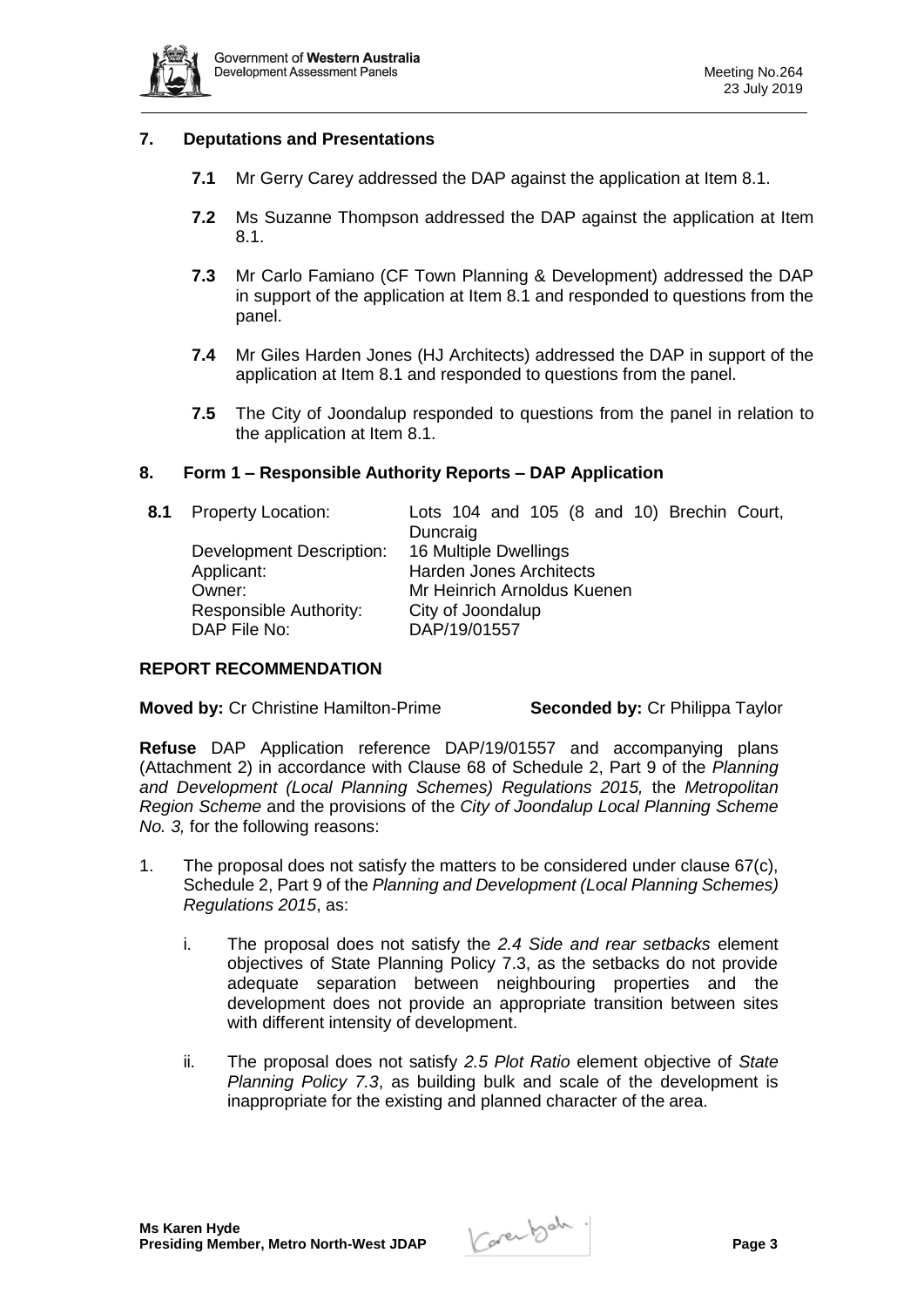## 7. Deputations and Presentations

**7.1** Mr Gerry Carey addressed the DAP against the application at Item 8.1.

**7.2** Ms Suzanne Thompson addressed the DAP against the application at Item 8.1.

**7.3** Mr Carlo Famiano (CF Town Planning & Development) addressed the DAP in support of the application at Item 8.1 and responded to questions from the panel.

**7.4** Mr Giles Harden Jones (HJ Architects) addressed the DAP in support of the application at Item 8.1 and responded to questions from the panel.

**7.5** The City of Joondalup responded to questions from the panel in relation to the application at Item 8.1.

## 8. Form 1 – Responsible Authority Reports – DAP Application

**8.1**

| | |
|---|---|
| Property Location: | Lots 104 and 105 (8 and 10) Brechin Court, Duncraig |
| Development Description: | 16 Multiple Dwellings |
| Applicant: | Harden Jones Architects |
| Owner: | Mr Heinrich Arnoldus Kuenen |
| Responsible Authority: | City of Joondalup |
| DAP File No: | DAP/19/01557 |

### REPORT RECOMMENDATION

**Moved by:** Cr Christine Hamilton-Prime **Seconded by:** Cr Philippa Taylor

**Refuse** DAP Application reference DAP/19/01557 and accompanying plans (Attachment 2) in accordance with Clause 68 of Schedule 2, Part 9 of the *Planning and Development (Local Planning Schemes) Regulations 2015,* the *Metropolitan Region Scheme* and the provisions of the *City of Joondalup Local Planning Scheme No. 3,* for the following reasons:

1. The proposal does not satisfy the matters to be considered under clause 67(c), Schedule 2, Part 9 of the *Planning and Development (Local Planning Schemes) Regulations 2015*, as:

    i. The proposal does not satisfy the *2.4 Side and rear setbacks* element objectives of State Planning Policy 7.3, as the setbacks do not provide adequate separation between neighbouring properties and the development does not provide an appropriate transition between sites with different intensity of development.

    ii. The proposal does not satisfy *2.5 Plot Ratio* element objective of *State Planning Policy 7.3*, as building bulk and scale of the development is inappropriate for the existing and planned character of the area.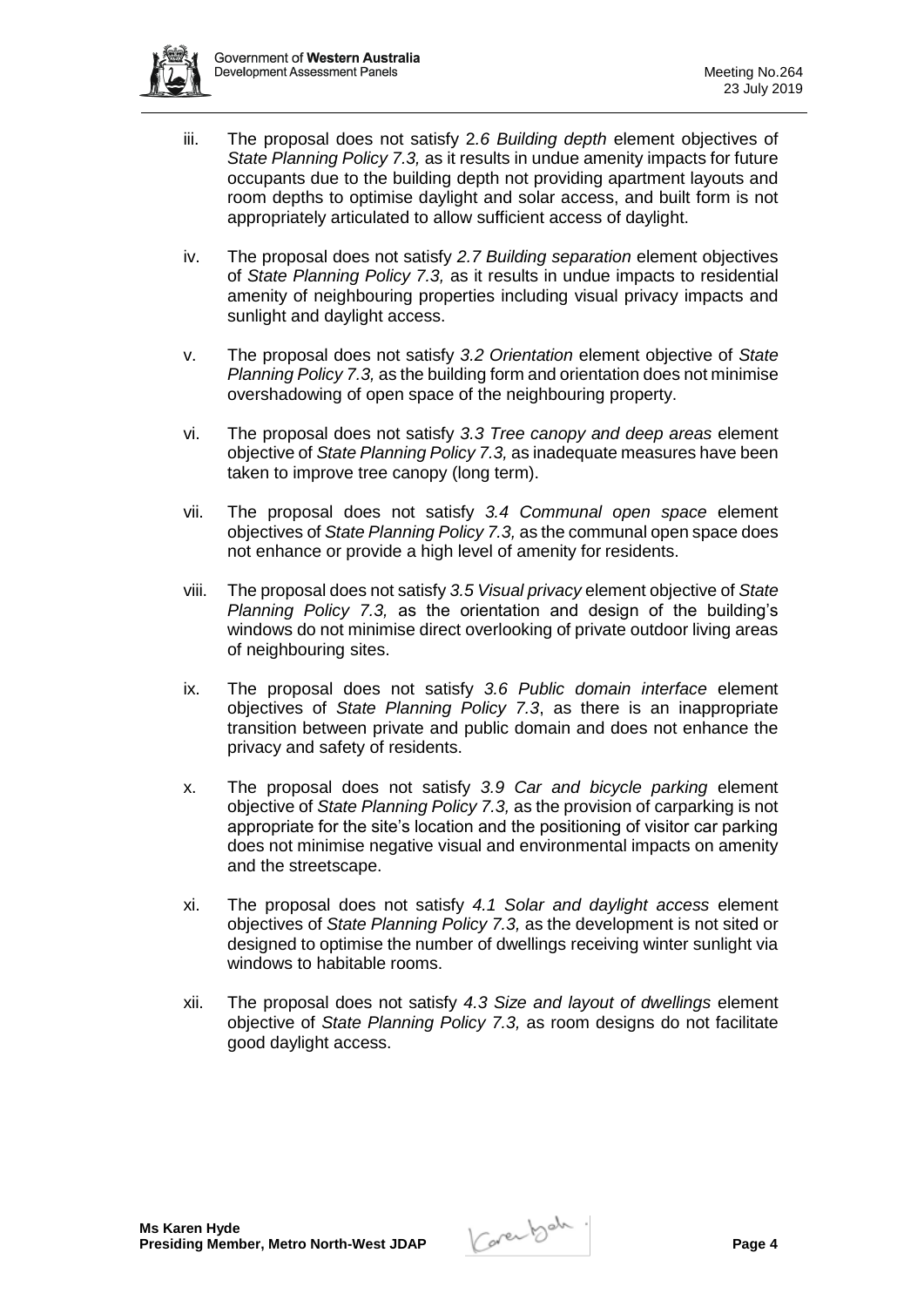iii. The proposal does not satisfy 2*.6 Building depth* element objectives of *State Planning Policy 7.3,* as it results in undue amenity impacts for future occupants due to the building depth not providing apartment layouts and room depths to optimise daylight and solar access, and built form is not appropriately articulated to allow sufficient access of daylight.

iv. The proposal does not satisfy *2.7 Building separation* element objectives of *State Planning Policy 7.3,* as it results in undue impacts to residential amenity of neighbouring properties including visual privacy impacts and sunlight and daylight access.

v. The proposal does not satisfy *3.2 Orientation* element objective of *State Planning Policy 7.3,* as the building form and orientation does not minimise overshadowing of open space of the neighbouring property.

vi. The proposal does not satisfy *3.3 Tree canopy and deep areas* element objective of *State Planning Policy 7.3,* as inadequate measures have been taken to improve tree canopy (long term).

vii. The proposal does not satisfy *3.4 Communal open space* element objectives of *State Planning Policy 7.3,* as the communal open space does not enhance or provide a high level of amenity for residents.

viii. The proposal does not satisfy *3.5 Visual privacy* element objective of *State Planning Policy 7.3,* as the orientation and design of the building's windows do not minimise direct overlooking of private outdoor living areas of neighbouring sites.

ix. The proposal does not satisfy *3.6 Public domain interface* element objectives of *State Planning Policy 7.3*, as there is an inappropriate transition between private and public domain and does not enhance the privacy and safety of residents.

x. The proposal does not satisfy *3.9 Car and bicycle parking* element objective of *State Planning Policy 7.3,* as the provision of carparking is not appropriate for the site's location and the positioning of visitor car parking does not minimise negative visual and environmental impacts on amenity and the streetscape.

xi. The proposal does not satisfy *4.1 Solar and daylight access* element objectives of *State Planning Policy 7.3,* as the development is not sited or designed to optimise the number of dwellings receiving winter sunlight via windows to habitable rooms.

xii. The proposal does not satisfy *4.3 Size and layout of dwellings* element objective of *State Planning Policy 7.3,* as room designs do not facilitate good daylight access.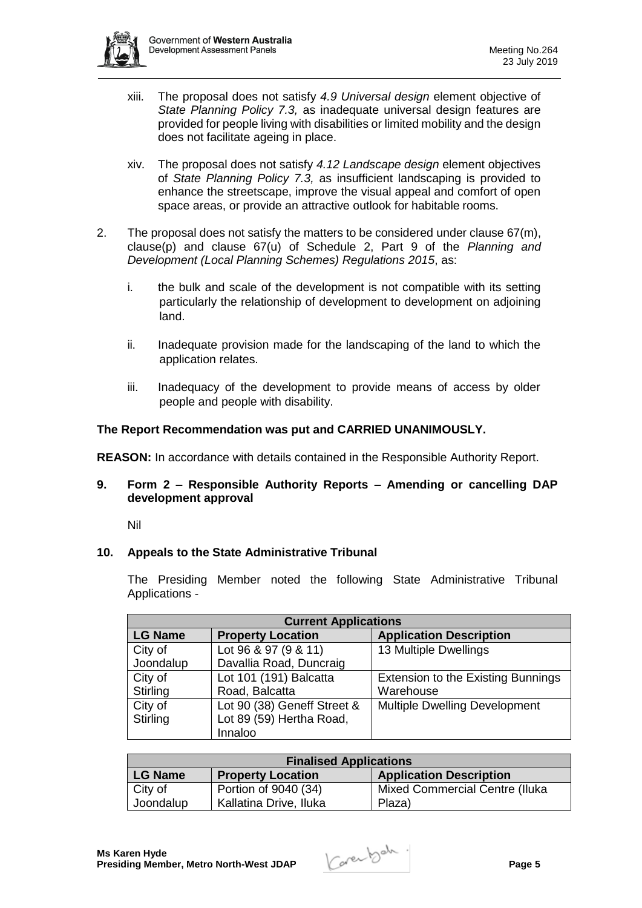xiii. The proposal does not satisfy *4.9 Universal design* element objective of *State Planning Policy 7.3,* as inadequate universal design features are provided for people living with disabilities or limited mobility and the design does not facilitate ageing in place.

xiv. The proposal does not satisfy *4.12 Landscape design* element objectives of *State Planning Policy 7.3,* as insufficient landscaping is provided to enhance the streetscape, improve the visual appeal and comfort of open space areas, or provide an attractive outlook for habitable rooms.

2. The proposal does not satisfy the matters to be considered under clause 67(m), clause(p) and clause 67(u) of Schedule 2, Part 9 of the *Planning and Development (Local Planning Schemes) Regulations 2015*, as:

   i. the bulk and scale of the development is not compatible with its setting particularly the relationship of development to development on adjoining land.

   ii. Inadequate provision made for the landscaping of the land to which the application relates.

   iii. Inadequacy of the development to provide means of access by older people and people with disability.

**The Report Recommendation was put and CARRIED UNANIMOUSLY.**

**REASON:** In accordance with details contained in the Responsible Authority Report.

## 9. Form 2 – Responsible Authority Reports – Amending or cancelling DAP development approval

Nil

## 10. Appeals to the State Administrative Tribunal

The Presiding Member noted the following State Administrative Tribunal Applications -

| **Current Applications** | | |
|---|---|---|
| **LG Name** | **Property Location** | **Application Description** |
| City of Joondalup | Lot 96 & 97 (9 & 11) Davallia Road, Duncraig | 13 Multiple Dwellings |
| City of Stirling | Lot 101 (191) Balcatta Road, Balcatta | Extension to the Existing Bunnings Warehouse |
| City of Stirling | Lot 90 (38) Geneff Street & Lot 89 (59) Hertha Road, Innaloo | Multiple Dwelling Development |

| **Finalised Applications** | | |
|---|---|---|
| **LG Name** | **Property Location** | **Application Description** |
| City of Joondalup | Portion of 9040 (34) Kallatina Drive, Iluka | Mixed Commercial Centre (Iluka Plaza) |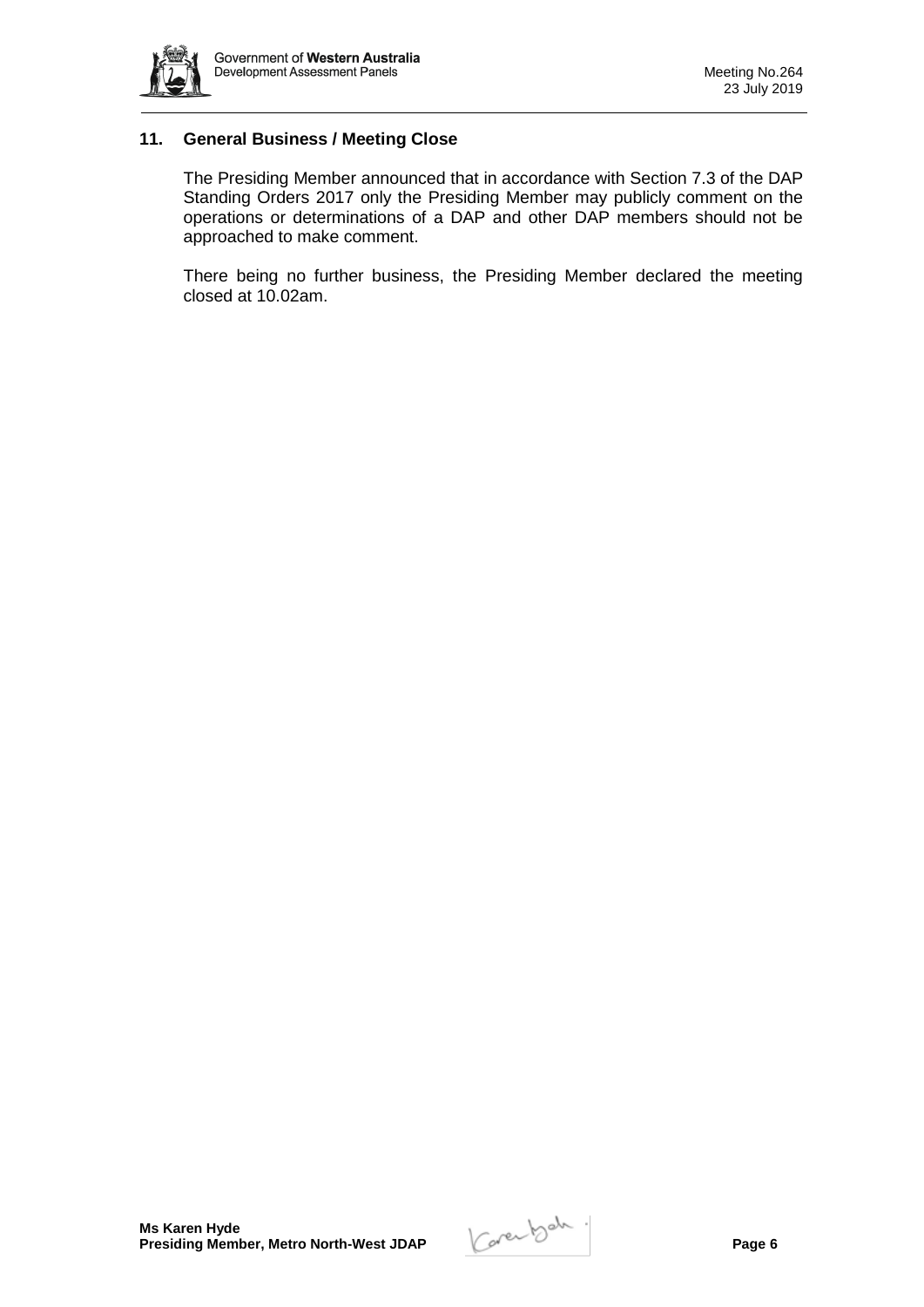## 11. General Business / Meeting Close

The Presiding Member announced that in accordance with Section 7.3 of the DAP Standing Orders 2017 only the Presiding Member may publicly comment on the operations or determinations of a DAP and other DAP members should not be approached to make comment.

There being no further business, the Presiding Member declared the meeting closed at 10.02am.